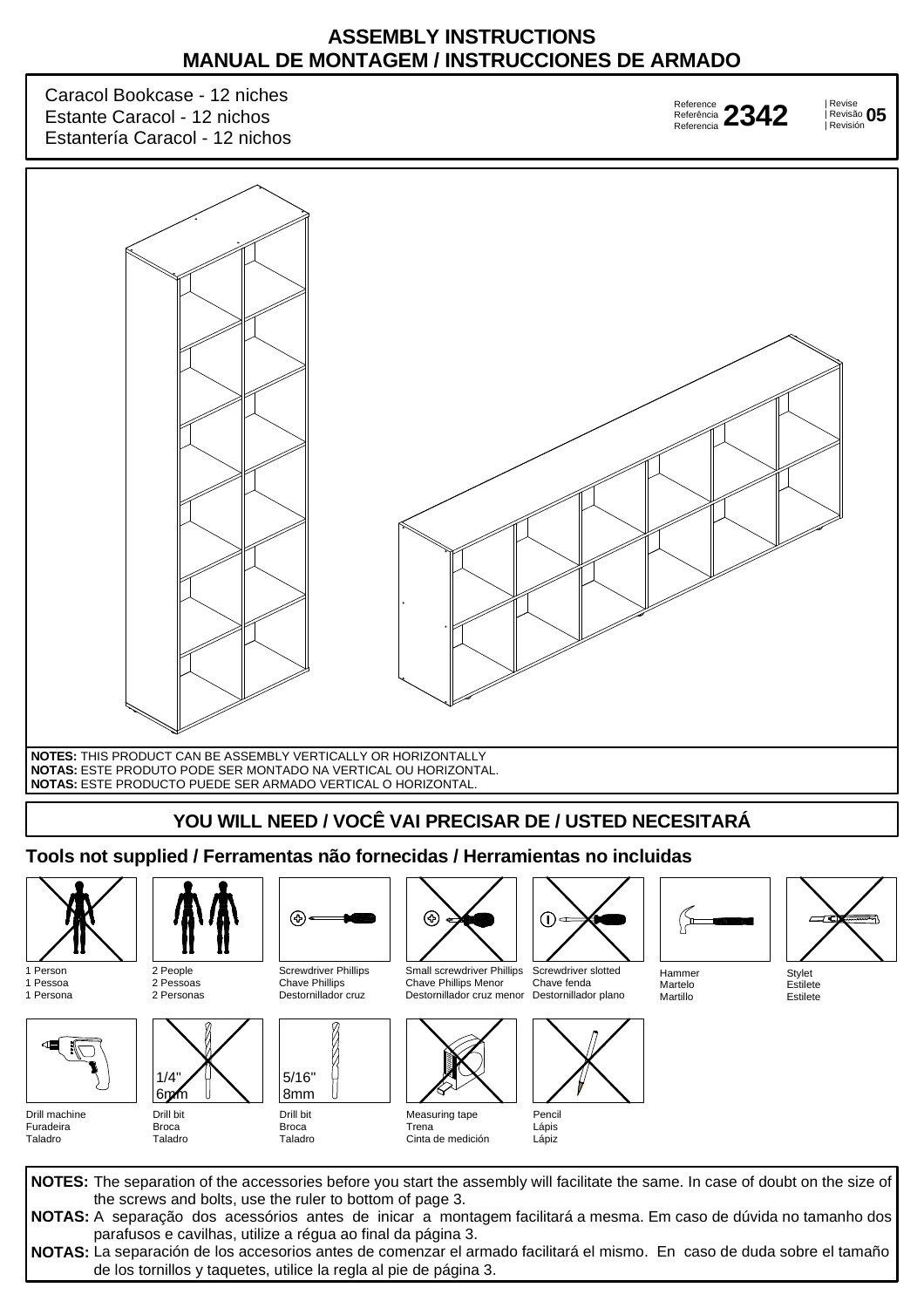# ASSEMBLY INSTRUCTIONS
# MANUAL DE MONTAGEM / INSTRUCCIONES DE ARMADO

Caracol Bookcase - 12 niches
Estante Caracol - 12 nichos
Estantería Caracol - 12 nichos

Reference / Referência / Referencia **2342** | Revise / Revisão / Revisión **05**

**NOTES:** THIS PRODUCT CAN BE ASSEMBLY VERTICALLY OR HORIZONTALLY
**NOTAS:** ESTE PRODUTO PODE SER MONTADO NA VERTICAL OU HORIZONTAL.
**NOTAS:** ESTE PRODUCTO PUEDE SER ARMADO VERTICAL O HORIZONTAL.

## YOU WILL NEED / VOCÊ VAI PRECISAR DE / USTED NECESITARÁ

### Tools not supplied / Ferramentas não fornecidas / Herramientas no incluidas

- 1 Person / 1 Pessoa / 1 Persona
- 2 People / 2 Pessoas / 2 Personas
- Screwdriver Phillips / Chave Phillips / Destornillador cruz
- Small screwdriver Phillips / Chave Phillips Menor / Destornillador cruz menor
- Screwdriver slotted / Chave fenda / Destornillador plano
- Hammer / Martelo / Martillo
- Stylet / Estilete / Estilete
- Drill machine / Furadeira / Taladro
- Drill bit / Broca / Taladro — 1/4" 6mm
- Drill bit / Broca / Taladro — 5/16" 8mm
- Measuring tape / Trena / Cinta de medición
- Pencil / Lápis / Lápiz

**NOTES:** The separation of the accessories before you start the assembly will facilitate the same. In case of doubt on the size of the screws and bolts, use the ruler to bottom of page 3.

**NOTAS:** A separação dos acessórios antes de inicar a montagem facilitará a mesma. Em caso de dúvida no tamanho dos parafusos e cavilhas, utilize a régua ao final da página 3.

**NOTAS:** La separación de los accesorios antes de comenzar el armado facilitará el mismo. En caso de duda sobre el tamaño de los tornillos y taquetes, utilice la regla al pie de página 3.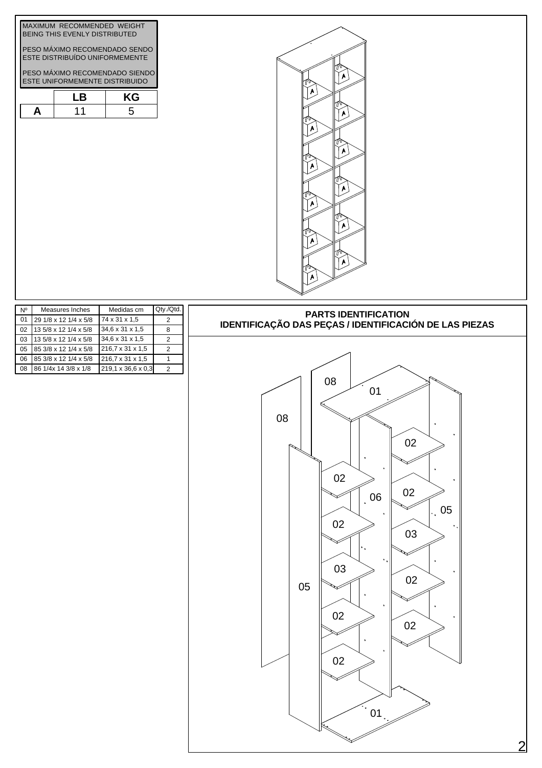MAXIMUM RECOMMENDED WEIGHT BEING THIS EVENLY DISTRIBUTED

PESO MÁXIMO RECOMENDADO SENDO ESTE DISTRIBUÍDO UNIFORMEMENTE

PESO MÁXIMO RECOMENDADO SIENDO ESTE UNIFORMEMENTE DISTRIBUIDO

| | LB | KG |
|---|---|---|
| A | 11 | 5 |

| Nº | Measures Inches | Medidas cm | Qty./Qtd. |
|---|---|---|---|
| 01 | 29 1/8 x 12 1/4 x 5/8 | 74 x 31 x 1,5 | 2 |
| 02 | 13 5/8 x 12 1/4 x 5/8 | 34,6 x 31 x 1,5 | 8 |
| 03 | 13 5/8 x 12 1/4 x 5/8 | 34,6 x 31 x 1,5 | 2 |
| 05 | 85 3/8 x 12 1/4 x 5/8 | 216,7 x 31 x 1,5 | 2 |
| 06 | 85 3/8 x 12 1/4 x 5/8 | 216,7 x 31 x 1,5 | 1 |
| 08 | 86 1/4x 14 3/8 x 1/8 | 219,1 x 36,6 x 0,3 | 2 |

## PARTS IDENTIFICATION
## IDENTIFICAÇÃO DAS PEÇAS / IDENTIFICACIÓN DE LAS PIEZAS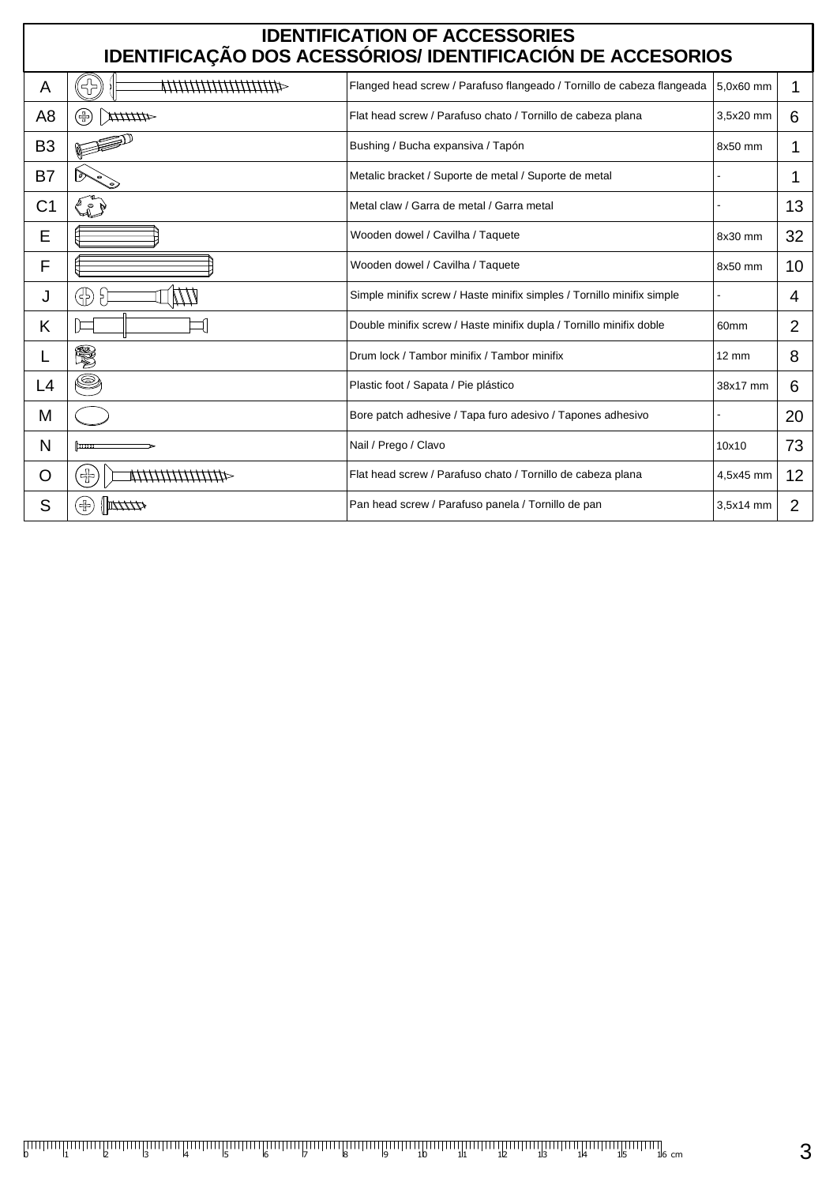# IDENTIFICATION OF ACCESSORIES
# IDENTIFICAÇÃO DOS ACESSÓRIOS/ IDENTIFICACIÓN DE ACCESORIOS

| | | | | |
|---|---|---|---|---|
| A | | Flanged head screw / Parafuso flangeado / Tornillo de cabeza flangeada | 5,0x60 mm | 1 |
| A8 | | Flat head screw / Parafuso chato / Tornillo de cabeza plana | 3,5x20 mm | 6 |
| B3 | | Bushing / Bucha expansiva / Tapón | 8x50 mm | 1 |
| B7 | | Metalic bracket / Suporte de metal / Suporte de metal | - | 1 |
| C1 | | Metal claw / Garra de metal / Garra metal | - | 13 |
| E | | Wooden dowel / Cavilha / Taquete | 8x30 mm | 32 |
| F | | Wooden dowel / Cavilha / Taquete | 8x50 mm | 10 |
| J | | Simple minifix screw / Haste minifix simples / Tornillo minifix simple | - | 4 |
| K | | Double minifix screw / Haste minifix dupla / Tornillo minifix doble | 60mm | 2 |
| L | | Drum lock / Tambor minifix / Tambor minifix | 12 mm | 8 |
| L4 | | Plastic foot / Sapata / Pie plástico | 38x17 mm | 6 |
| M | | Bore patch adhesive / Tapa furo adesivo / Tapones adhesivo | - | 20 |
| N | | Nail / Prego / Clavo | 10x10 | 73 |
| O | | Flat head screw / Parafuso chato / Tornillo de cabeza plana | 4,5x45 mm | 12 |
| S | | Pan head screw / Parafuso panela / Tornillo de pan | 3,5x14 mm | 2 |

0 1 2 3 4 5 6 7 8 9 10 11 12 13 14 15 16 cm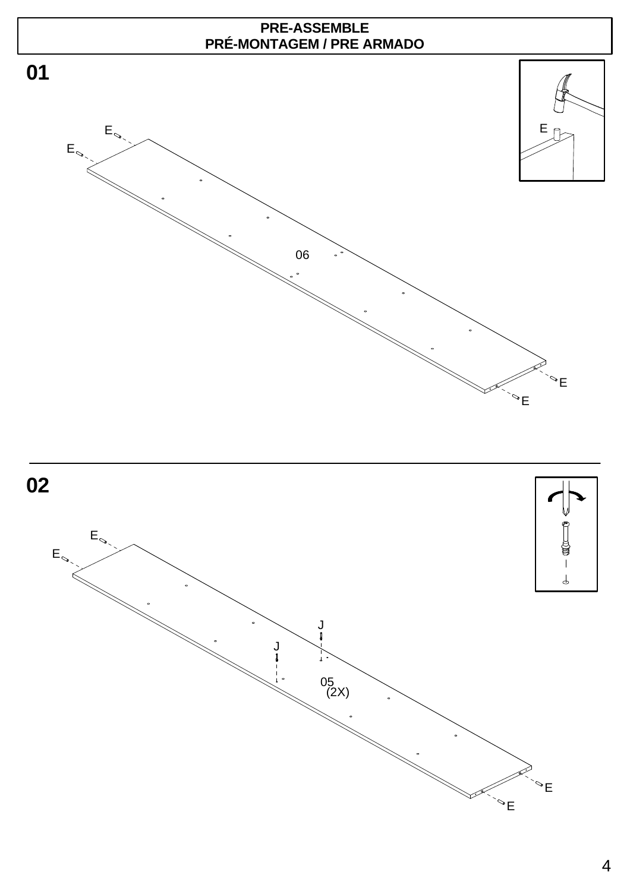# PRE-ASSEMBLE
# PRÉ-MONTAGEM / PRE ARMADO

## 01

E

E

E

06

E

E

## 02

E

E

J

J

05
(2X)

E

E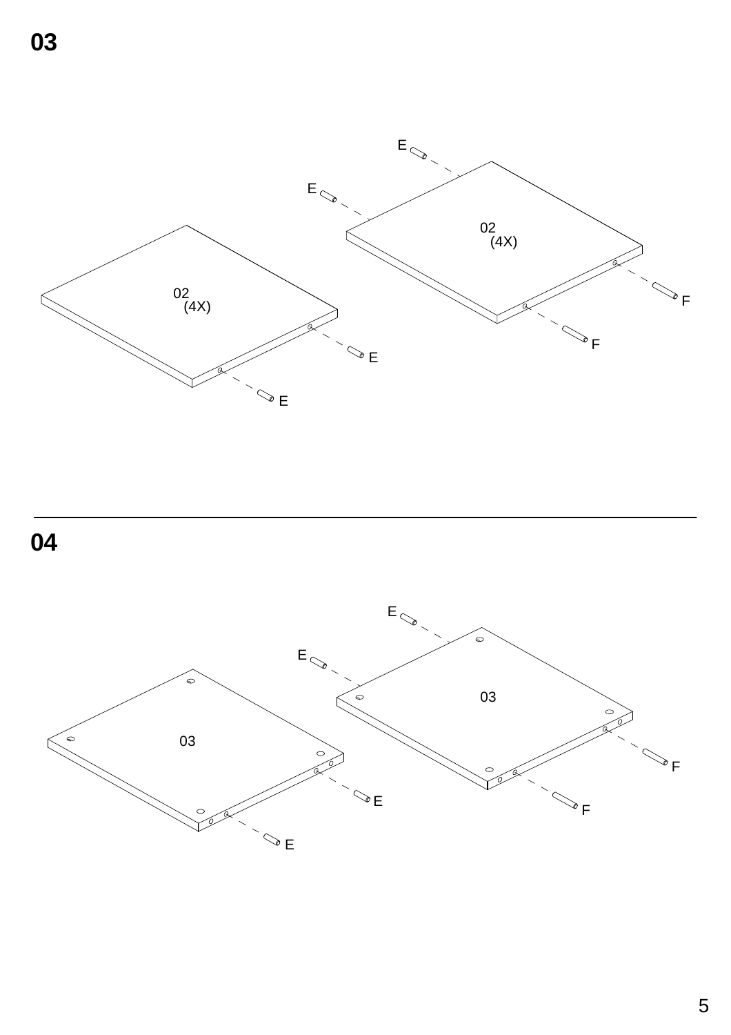## 03

E

E

02
(4X)

02
(4X)

F

F

E

E

## 04

E

E

03

03

F

F

E

E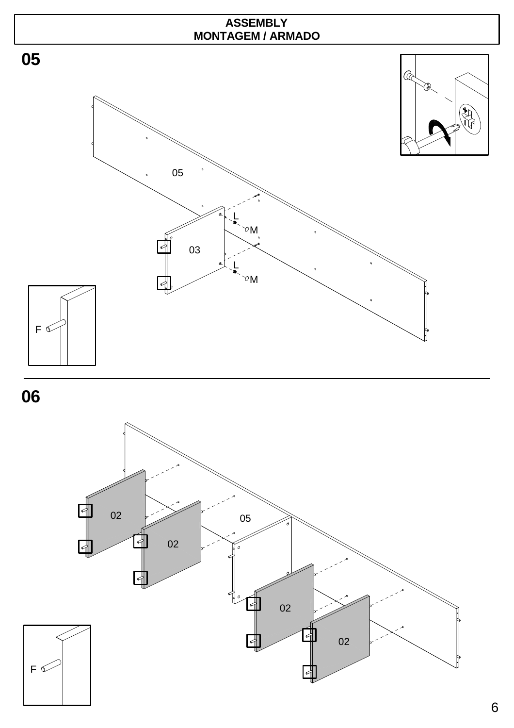**ASSEMBLY**
**MONTAGEM / ARMADO**

## 05

05

03

L

M

L

M

F

## 06

02

02

05

02

02

F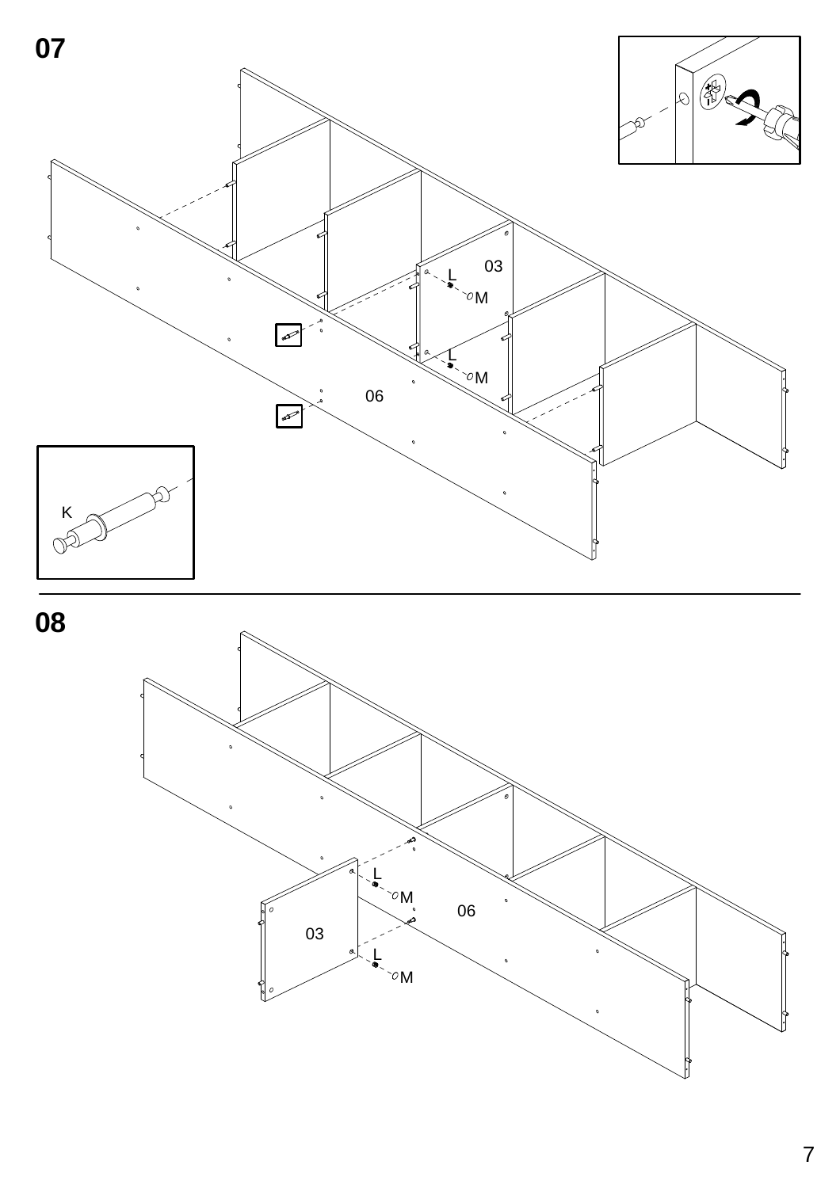## 07

03

L

M

L

M

06

K

## 08

L

M

06

03

L

M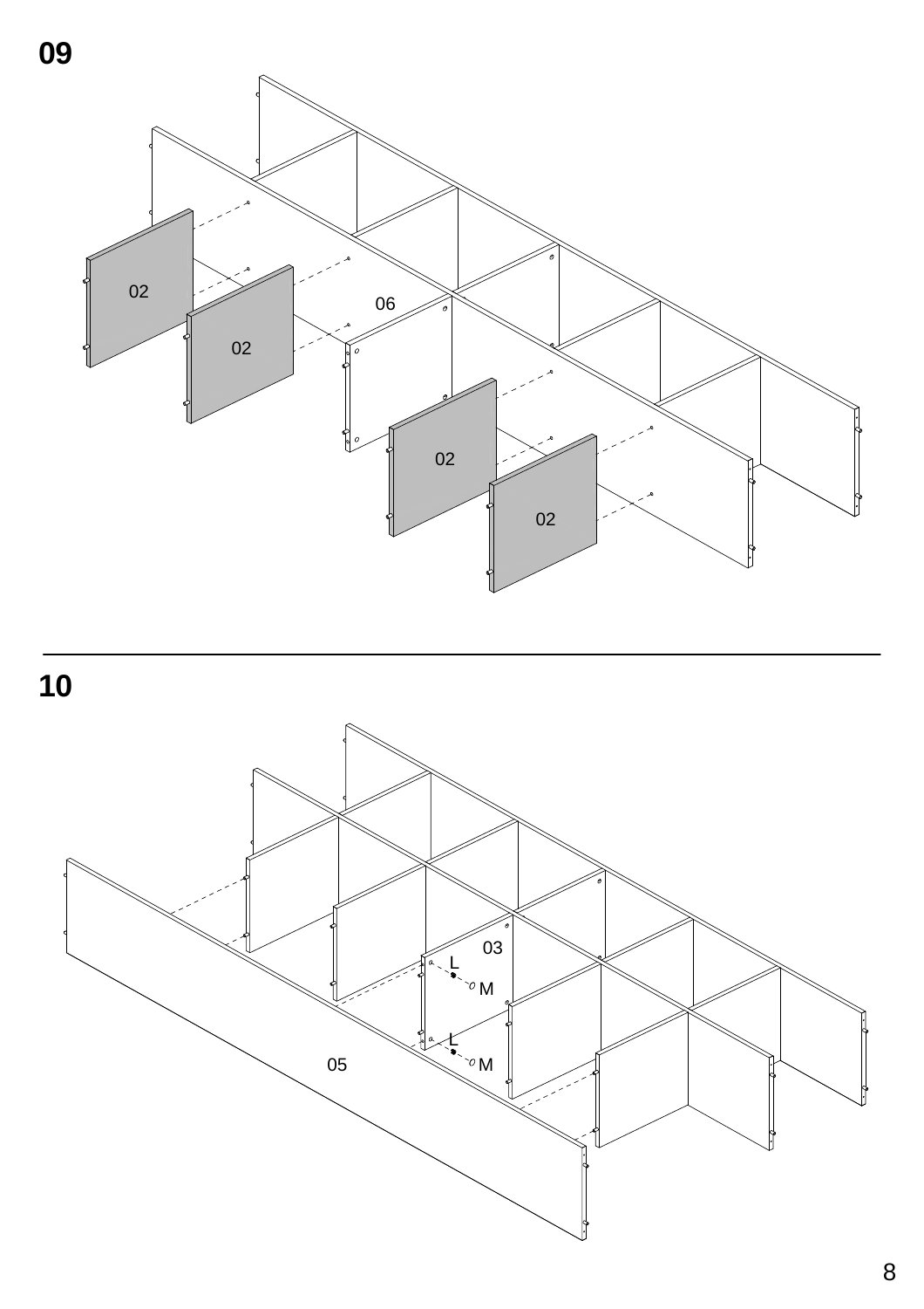## 09

02

02

06

02

02

## 10

03

L

M

L

M

05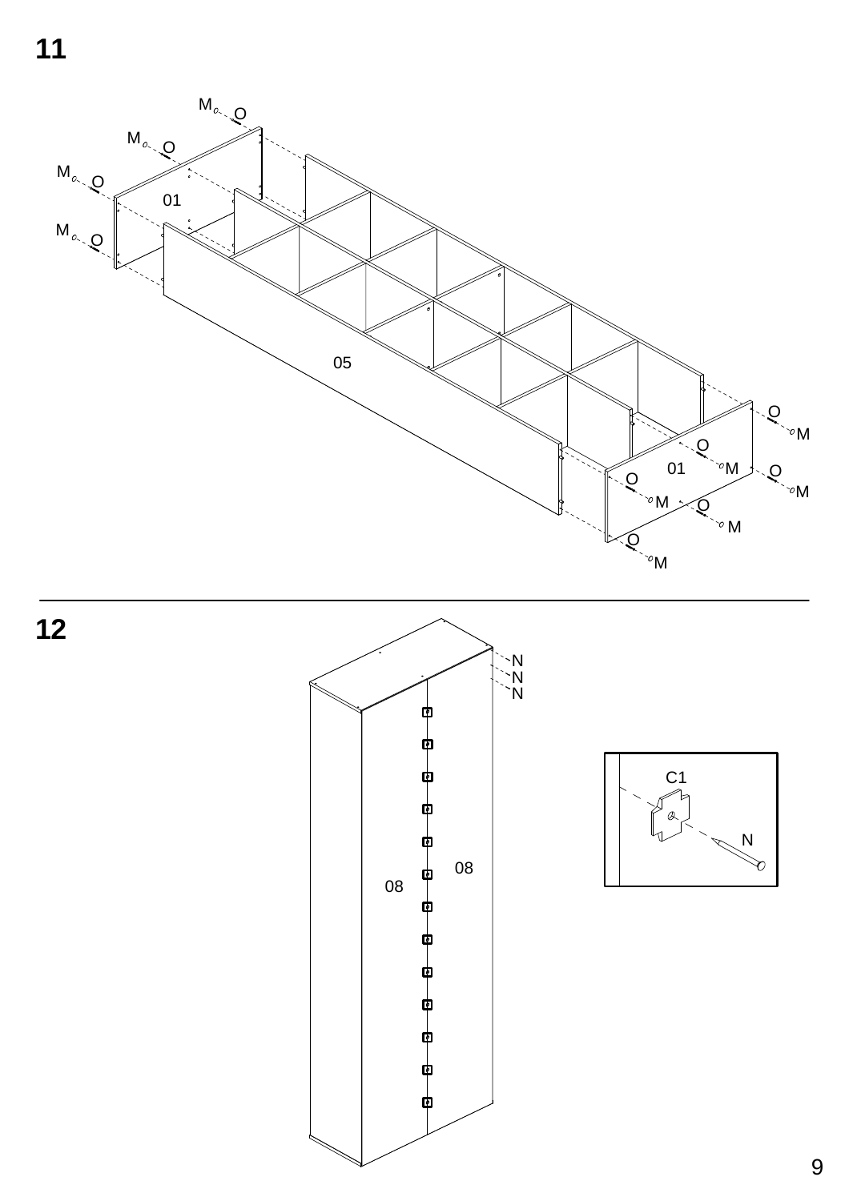## 11

M O
M O
M O
01
M O

05

O M
O
01 M O
O M
M O
O M
O
M

## 12

N
N
N

08
08

C1
N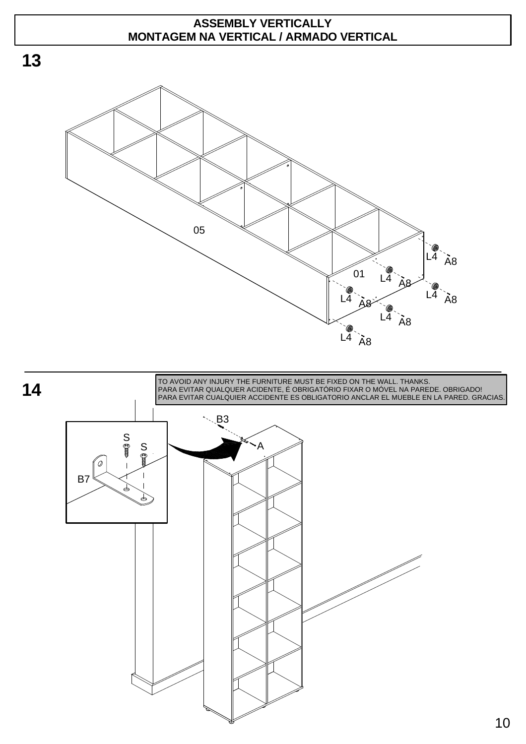# ASSEMBLY VERTICALLY
# MONTAGEM NA VERTICAL / ARMADO VERTICAL

## 13

05

01

L4 A8

L4 A8

L4 A8

L4 A8

L4 A8

L4 A8

## 14

TO AVOID ANY INJURY THE FURNITURE MUST BE FIXED ON THE WALL. THANKS.
PARA EVITAR QUALQUER ACIDENTE, É OBRIGATÓRIO FIXAR O MÓVEL NA PAREDE. OBRIGADO!
PARA EVITAR CUALQUIER ACCIDENTE ES OBLIGATORIO ANCLAR EL MUEBLE EN LA PARED. GRACIAS.

B3

A

S

S

B7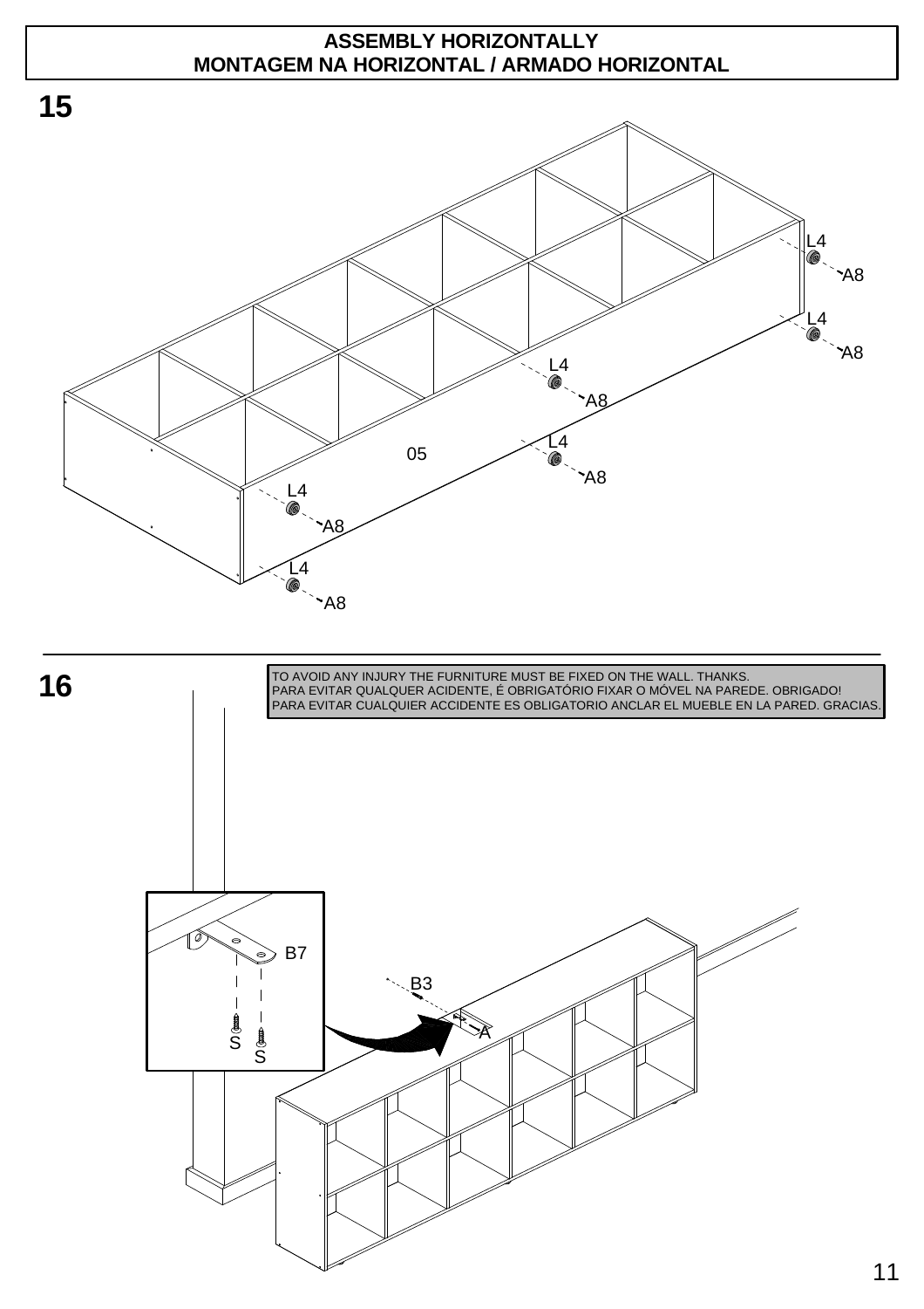# ASSEMBLY HORIZONTALLY
## MONTAGEM NA HORIZONTAL / ARMADO HORIZONTAL

**15**

L4
A8
L4
A8
L4
A8
L4
A8
05
L4
A8
L4
A8

**16**

TO AVOID ANY INJURY THE FURNITURE MUST BE FIXED ON THE WALL. THANKS.
PARA EVITAR QUALQUER ACIDENTE, É OBRIGATÓRIO FIXAR O MÓVEL NA PAREDE. OBRIGADO!
PARA EVITAR CUALQUIER ACCIDENTE ES OBLIGATORIO ANCLAR EL MUEBLE EN LA PARED. GRACIAS.

B7
S
S
B3
A